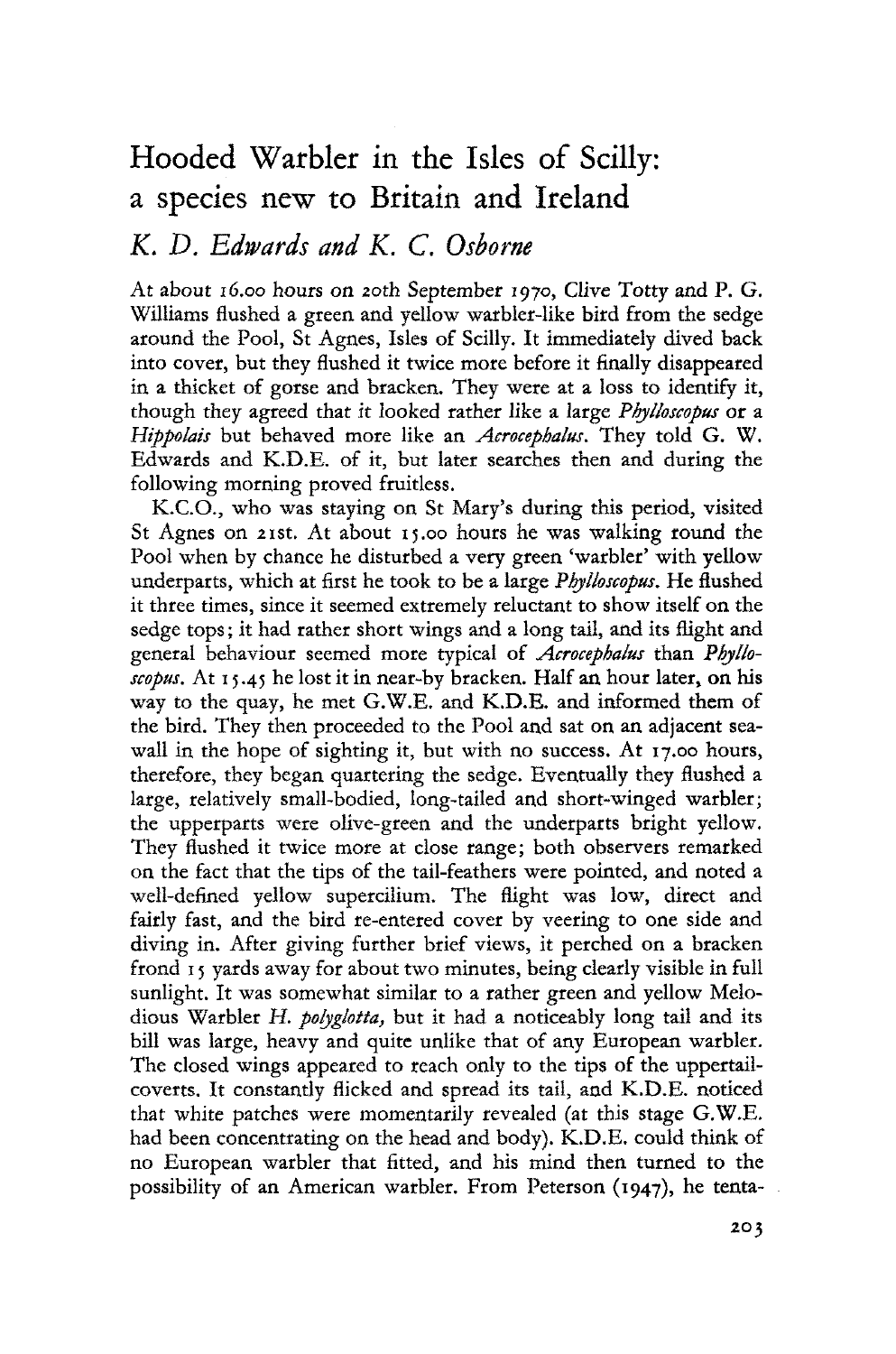# Hooded Warbler in the Isles of Scilly: a species new to Britain and Ireland

*K. D. Edwards and K. C. Osborne*

At about 16.00 hours on 20th September 1970, Clive Totty and P. G. Williams flushed a green and yellow warbler-like bird from the sedge around the Pool, St Agnes, Isles of Scilly. It immediately dived back into cover, but they flushed it twice more before it finally disappeared in a thicket of gorse and bracken. They were at a loss to identify it, though they agreed that it looked rather like a large *Phylloscopus* or a *Hippolais* but behaved more like an *Acrocephalus*. They told G. W. Edwards and K.D.E. of it, but later searches then and during the following morning proved fruitless.

K.C.O., who was staying on St Mary's during this period, visited St Agnes on 21st. At about 15.00 hours he was walking round the Pool when by chance he disturbed a very green 'warbler' with yellow underparts, which at first he took to be a large *Phylloscopus*. He flushed it three times, since it seemed extremely reluctant to show itself on the sedge tops; it had rather short wings and a long tail, and its flight and general behaviour seemed more typical of *Acrocephalus* than *Phylloscopus*. At 15.45 he lost it in near-by bracken. Half an hour later, on his way to the quay, he met G.W.E. and K.D.E. and informed them of the bird. They then proceeded to the Pool and sat on an adjacent sea-wall in the hope of sighting it, but with no success. At 17.00 hours, therefore, they began quartering the sedge. Eventually they flushed a large, relatively small-bodied, long-tailed and short-winged warbler; the upperparts were olive-green and the underparts bright yellow. They flushed it twice more at close range; both observers remarked on the fact that the tips of the tail-feathers were pointed, and noted a well-defined yellow supercilium. The flight was low, direct and fairly fast, and the bird re-entered cover by veering to one side and diving in. After giving further brief views, it perched on a bracken frond 15 yards away for about two minutes, being clearly visible in full sunlight. It was somewhat similar to a rather green and yellow Melodious Warbler *H. polyglotta*, but it had a noticeably long tail and its bill was large, heavy and quite unlike that of any European warbler. The closed wings appeared to reach only to the tips of the uppertail-coverts. It constantly flicked and spread its tail, and K.D.E. noticed that white patches were momentarily revealed (at this stage G.W.E. had been concentrating on the head and body). K.D.E. could think of no European warbler that fitted, and his mind then turned to the possibility of an American warbler. From Peterson (1947), he tenta-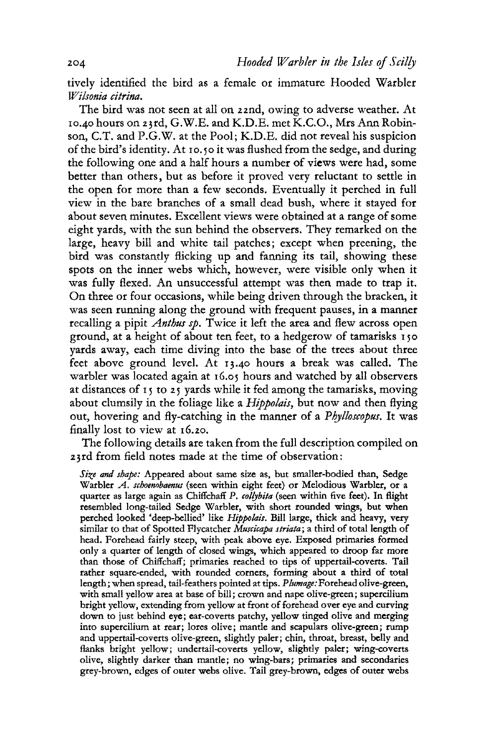tively identified the bird as a female or immature Hooded Warbler *Wilsonia citrina*.

The bird was not seen at all on 22nd, owing to adverse weather. At 10.40 hours on 23rd, G.W.E. and K.D.E. met K.C.O., Mrs Ann Robinson, C.T. and P.G.W. at the Pool; K.D.E. did not reveal his suspicion of the bird's identity. At 10.50 it was flushed from the sedge, and during the following one and a half hours a number of views were had, some better than others, but as before it proved very reluctant to settle in the open for more than a few seconds. Eventually it perched in full view in the bare branches of a small dead bush, where it stayed for about seven minutes. Excellent views were obtained at a range of some eight yards, with the sun behind the observers. They remarked on the large, heavy bill and white tail patches; except when preening, the bird was constantly flicking up and fanning its tail, showing these spots on the inner webs which, however, were visible only when it was fully flexed. An unsuccessful attempt was then made to trap it. On three or four occasions, while being driven through the bracken, it was seen running along the ground with frequent pauses, in a manner recalling a pipit *Anthus sp.* Twice it left the area and flew across open ground, at a height of about ten feet, to a hedgerow of tamarisks 150 yards away, each time diving into the base of the trees about three feet above ground level. At 13.40 hours a break was called. The warbler was located again at 16.05 hours and watched by all observers at distances of 15 to 25 yards while it fed among the tamarisks, moving about clumsily in the foliage like a *Hippolais*, but now and then flying out, hovering and fly-catching in the manner of a *Phylloscopus*. It was finally lost to view at 16.20.

The following details are taken from the full description compiled on 23rd from field notes made at the time of observation:

> *Size and shape:* Appeared about same size as, but smaller-bodied than, Sedge Warbler *A. schoenobaenus* (seen within eight feet) or Melodious Warbler, or a quarter as large again as Chiffchaff *P. collybita* (seen within five feet). In flight resembled long-tailed Sedge Warbler, with short rounded wings, but when perched looked 'deep-bellied' like *Hippolais*. Bill large, thick and heavy, very similar to that of Spotted Flycatcher *Muscicapa striata*; a third of total length of head. Forehead fairly steep, with peak above eye. Exposed primaries formed only a quarter of length of closed wings, which appeared to droop far more than those of Chiffchaff; primaries reached to tips of uppertail-coverts. Tail rather square-ended, with rounded corners, forming about a third of total length; when spread, tail-feathers pointed at tips. *Plumage:* Forehead olive-green, with small yellow area at base of bill; crown and nape olive-green; supercilium bright yellow, extending from yellow at front of forehead over eye and curving down to just behind eye; ear-coverts patchy, yellow tinged olive and merging into supercilium at rear; lores olive; mantle and scapulars olive-green; rump and uppertail-coverts olive-green, slightly paler; chin, throat, breast, belly and flanks bright yellow; undertail-coverts yellow, slightly paler; wing-coverts olive, slightly darker than mantle; no wing-bars; primaries and secondaries grey-brown, edges of outer webs olive. Tail grey-brown, edges of outer webs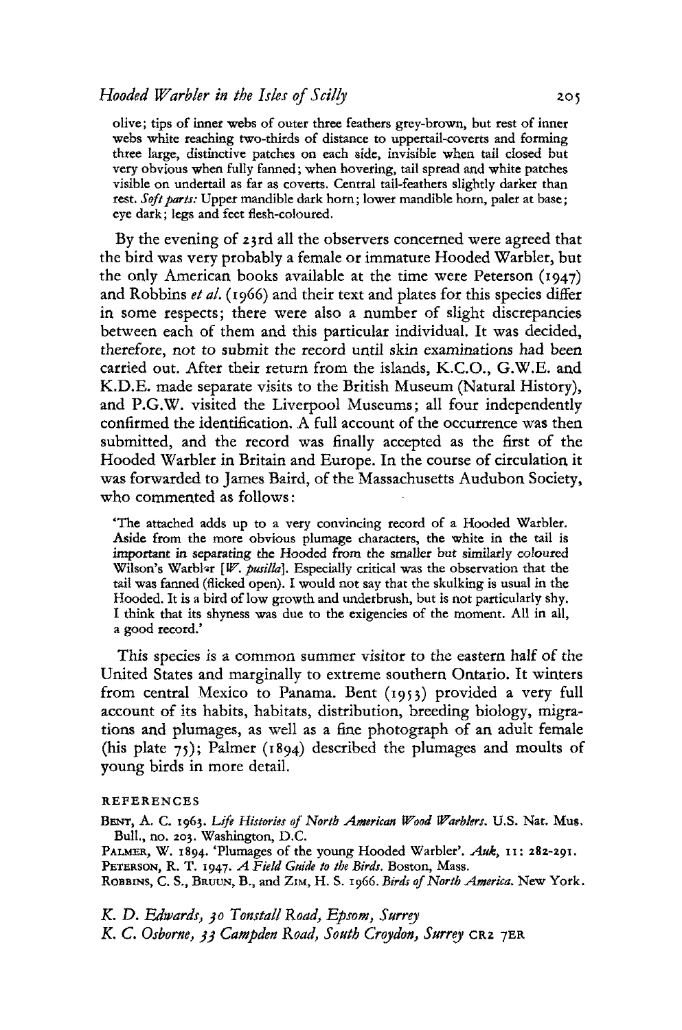olive; tips of inner webs of outer three feathers grey-brown, but rest of inner webs white reaching two-thirds of distance to uppertail-coverts and forming three large, distinctive patches on each side, invisible when tail closed but very obvious when fully fanned; when hovering, tail spread and white patches visible on undertail as far as coverts. Central tail-feathers slightly darker than rest. *Soft parts:* Upper mandible dark horn; lower mandible horn, paler at base; eye dark; legs and feet flesh-coloured.

By the evening of 23rd all the observers concerned were agreed that the bird was very probably a female or immature Hooded Warbler, but the only American books available at the time were Peterson (1947) and Robbins *et al.* (1966) and their text and plates for this species differ in some respects; there were also a number of slight discrepancies between each of them and this particular individual. It was decided, therefore, not to submit the record until skin examinations had been carried out. After their return from the islands, K.C.O., G.W.E. and K.D.E. made separate visits to the British Museum (Natural History), and P.G.W. visited the Liverpool Museums; all four independently confirmed the identification. A full account of the occurrence was then submitted, and the record was finally accepted as the first of the Hooded Warbler in Britain and Europe. In the course of circulation it was forwarded to James Baird, of the Massachusetts Audubon Society, who commented as follows:

> 'The attached adds up to a very convincing record of a Hooded Warbler. Aside from the more obvious plumage characters, the white in the tail is important in separating the Hooded from the smaller but similarly coloured Wilson's Warbler [*W. pusilla*]. Especially critical was the observation that the tail was fanned (flicked open). I would not say that the skulking is usual in the Hooded. It is a bird of low growth and underbrush, but is not particularly shy. I think that its shyness was due to the exigencies of the moment. All in all, a good record.'

This species is a common summer visitor to the eastern half of the United States and marginally to extreme southern Ontario. It winters from central Mexico to Panama. Bent (1953) provided a very full account of its habits, habitats, distribution, breeding biology, migrations and plumages, as well as a fine photograph of an adult female (his plate 75); Palmer (1894) described the plumages and moults of young birds in more detail.

## REFERENCES

BENT, A. C. 1963. *Life Histories of North American Wood Warblers.* U.S. Nat. Mus. Bull., no. 203. Washington, D.C.

PALMER, W. 1894. 'Plumages of the young Hooded Warbler'. *Auk,* 11: 282-291.

PETERSON, R. T. 1947. *A Field Guide to the Birds.* Boston, Mass.

ROBBINS, C. S., BRUUN, B., and ZIM, H. S. 1966. *Birds of North America.* New York.

*K. D. Edwards, 30 Tonstall Road, Epsom, Surrey*

*K. C. Osborne, 33 Campden Road, South Croydon, Surrey* CR2 7ER